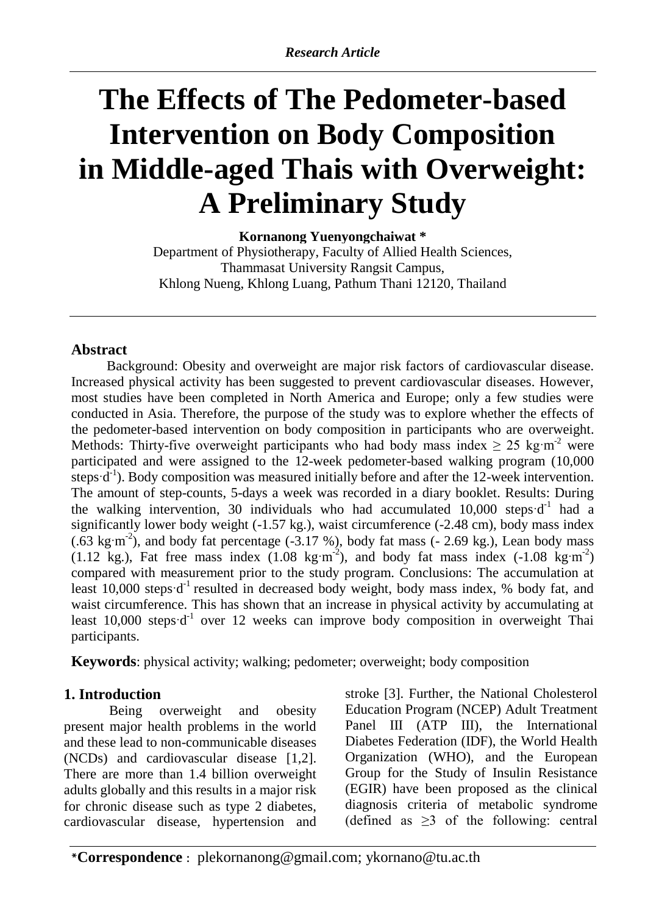*Research Article*

# The Effects of The Pedometer-based Intervention on Body Composition in Middle-aged Thais with Overweight: A Preliminary Study

**Kornanong Yuenyongchaiwat ***

Department of Physiotherapy, Faculty of Allied Health Sciences,
Thammasat University Rangsit Campus,
Khlong Nueng, Khlong Luang, Pathum Thani 12120, Thailand

## Abstract

Background: Obesity and overweight are major risk factors of cardiovascular disease. Increased physical activity has been suggested to prevent cardiovascular diseases. However, most studies have been completed in North America and Europe; only a few studies were conducted in Asia. Therefore, the purpose of the study was to explore whether the effects of the pedometer-based intervention on body composition in participants who are overweight. Methods: Thirty-five overweight participants who had body mass index $\geq 25$ kg·m$^{-2}$ were participated and were assigned to the 12-week pedometer-based walking program (10,000 steps·d$^{-1}$). Body composition was measured initially before and after the 12-week intervention. The amount of step-counts, 5-days a week was recorded in a diary booklet. Results: During the walking intervention, 30 individuals who had accumulated 10,000 steps·d$^{-1}$ had a significantly lower body weight (-1.57 kg.), waist circumference (-2.48 cm), body mass index (.63 kg·m$^{-2}$), and body fat percentage (-3.17 %), body fat mass (- 2.69 kg.), Lean body mass (1.12 kg.), Fat free mass index (1.08 kg·m$^{-2}$), and body fat mass index (-1.08 kg·m$^{-2}$) compared with measurement prior to the study program. Conclusions: The accumulation at least 10,000 steps·d$^{-1}$ resulted in decreased body weight, body mass index, % body fat, and waist circumference. This has shown that an increase in physical activity by accumulating at least 10,000 steps·d$^{-1}$ over 12 weeks can improve body composition in overweight Thai participants.

**Keywords**: physical activity; walking; pedometer; overweight; body composition

## 1. Introduction

Being overweight and obesity present major health problems in the world and these lead to non-communicable diseases (NCDs) and cardiovascular disease [1,2]. There are more than 1.4 billion overweight adults globally and this results in a major risk for chronic disease such as type 2 diabetes, cardiovascular disease, hypertension and stroke [3]. Further, the National Cholesterol Education Program (NCEP) Adult Treatment Panel III (ATP III), the International Diabetes Federation (IDF), the World Health Organization (WHO), and the European Group for the Study of Insulin Resistance (EGIR) have been proposed as the clinical diagnosis criteria of metabolic syndrome (defined as $\geq 3$ of the following: central

***Correspondence** : plekornanong@gmail.com; ykornano@tu.ac.th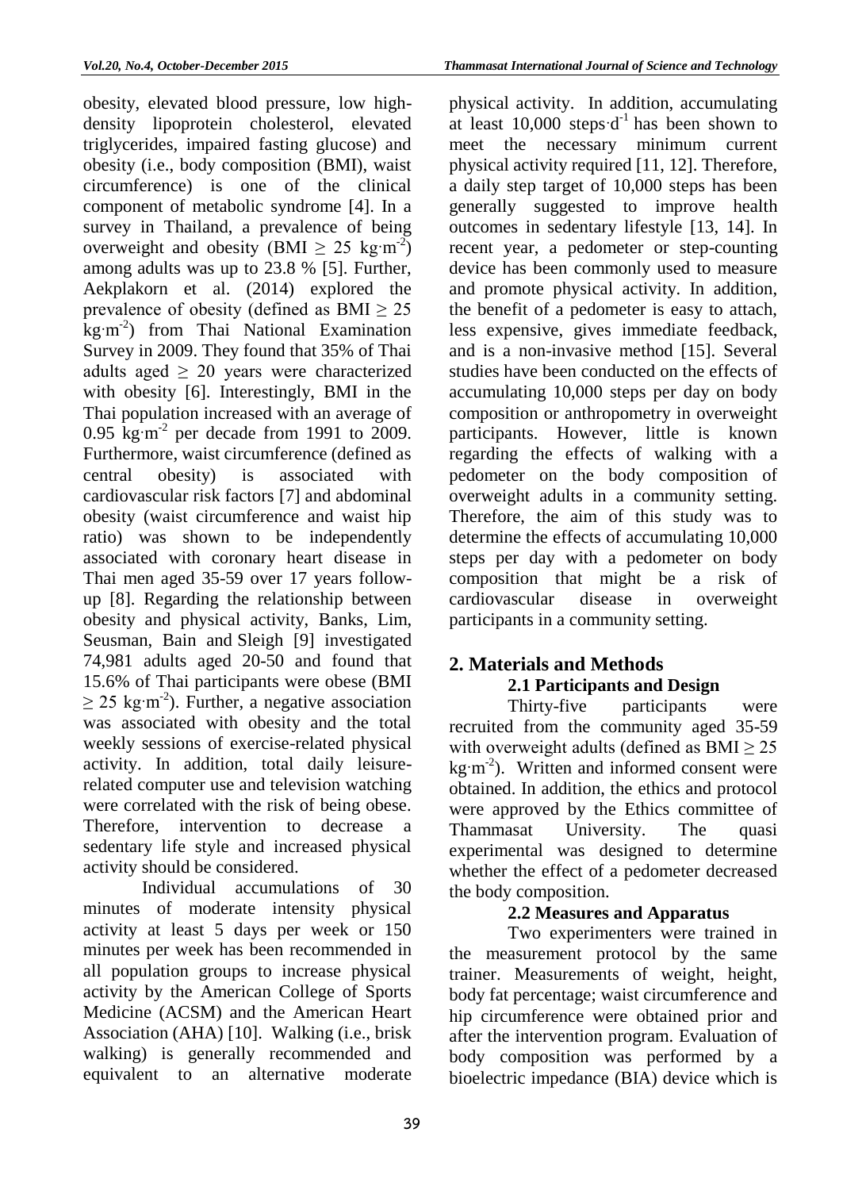obesity, elevated blood pressure, low high-density lipoprotein cholesterol, elevated triglycerides, impaired fasting glucose) and obesity (i.e., body composition (BMI), waist circumference) is one of the clinical component of metabolic syndrome [4]. In a survey in Thailand, a prevalence of being overweight and obesity (BMI $\geq$ 25 $kg \cdot m^{-2}$) among adults was up to 23.8 % [5]. Further, Aekplakorn et al. (2014) explored the prevalence of obesity (defined as BMI $\geq$ 25 $kg \cdot m^{-2}$) from Thai National Examination Survey in 2009. They found that 35% of Thai adults aged $\geq$ 20 years were characterized with obesity [6]. Interestingly, BMI in the Thai population increased with an average of 0.95 $kg \cdot m^{-2}$ per decade from 1991 to 2009. Furthermore, waist circumference (defined as central obesity) is associated with cardiovascular risk factors [7] and abdominal obesity (waist circumference and waist hip ratio) was shown to be independently associated with coronary heart disease in Thai men aged 35-59 over 17 years follow-up [8]. Regarding the relationship between obesity and physical activity, Banks, Lim, Seusman, Bain and Sleigh [9] investigated 74,981 adults aged 20-50 and found that 15.6% of Thai participants were obese (BMI $\geq$ 25 $kg \cdot m^{-2}$). Further, a negative association was associated with obesity and the total weekly sessions of exercise-related physical activity. In addition, total daily leisure-related computer use and television watching were correlated with the risk of being obese. Therefore, intervention to decrease a sedentary life style and increased physical activity should be considered.

Individual accumulations of 30 minutes of moderate intensity physical activity at least 5 days per week or 150 minutes per week has been recommended in all population groups to increase physical activity by the American College of Sports Medicine (ACSM) and the American Heart Association (AHA) [10]. Walking (i.e., brisk walking) is generally recommended and equivalent to an alternative moderate physical activity. In addition, accumulating at least 10,000 $steps \cdot d^{-1}$ has been shown to meet the necessary minimum current physical activity required [11, 12]. Therefore, a daily step target of 10,000 steps has been generally suggested to improve health outcomes in sedentary lifestyle [13, 14]. In recent year, a pedometer or step-counting device has been commonly used to measure and promote physical activity. In addition, the benefit of a pedometer is easy to attach, less expensive, gives immediate feedback, and is a non-invasive method [15]. Several studies have been conducted on the effects of accumulating 10,000 steps per day on body composition or anthropometry in overweight participants. However, little is known regarding the effects of walking with a pedometer on the body composition of overweight adults in a community setting. Therefore, the aim of this study was to determine the effects of accumulating 10,000 steps per day with a pedometer on body composition that might be a risk of cardiovascular disease in overweight participants in a community setting.

## 2. Materials and Methods

### 2.1 Participants and Design

Thirty-five participants were recruited from the community aged 35-59 with overweight adults (defined as BMI $\geq$ 25 $kg \cdot m^{-2}$). Written and informed consent were obtained. In addition, the ethics and protocol were approved by the Ethics committee of Thammasat University. The quasi experimental was designed to determine whether the effect of a pedometer decreased the body composition.

### 2.2 Measures and Apparatus

Two experimenters were trained in the measurement protocol by the same trainer. Measurements of weight, height, body fat percentage; waist circumference and hip circumference were obtained prior and after the intervention program. Evaluation of body composition was performed by a bioelectric impedance (BIA) device which is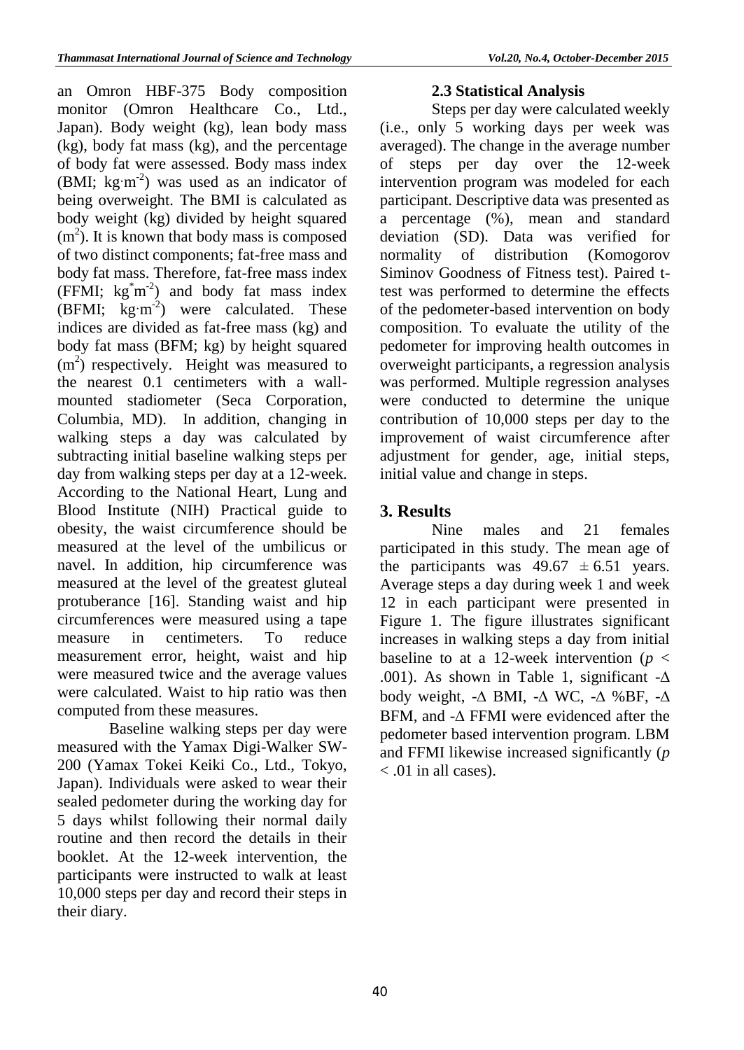an Omron HBF-375 Body composition monitor (Omron Healthcare Co., Ltd., Japan). Body weight (kg), lean body mass (kg), body fat mass (kg), and the percentage of body fat were assessed. Body mass index (BMI; $kg{\cdot}m^{-2}$) was used as an indicator of being overweight. The BMI is calculated as body weight (kg) divided by height squared ($m^2$). It is known that body mass is composed of two distinct components; fat-free mass and body fat mass. Therefore, fat-free mass index (FFMI; $kg^{*}m^{-2}$) and body fat mass index (BFMI; $kg{\cdot}m^{-2}$) were calculated. These indices are divided as fat-free mass (kg) and body fat mass (BFM; kg) by height squared ($m^2$) respectively. Height was measured to the nearest 0.1 centimeters with a wall-mounted stadiometer (Seca Corporation, Columbia, MD). In addition, changing in walking steps a day was calculated by subtracting initial baseline walking steps per day from walking steps per day at a 12-week. According to the National Heart, Lung and Blood Institute (NIH) Practical guide to obesity, the waist circumference should be measured at the level of the umbilicus or navel. In addition, hip circumference was measured at the level of the greatest gluteal protuberance [16]. Standing waist and hip circumferences were measured using a tape measure in centimeters. To reduce measurement error, height, waist and hip were measured twice and the average values were calculated. Waist to hip ratio was then computed from these measures.

Baseline walking steps per day were measured with the Yamax Digi-Walker SW-200 (Yamax Tokei Keiki Co., Ltd., Tokyo, Japan). Individuals were asked to wear their sealed pedometer during the working day for 5 days whilst following their normal daily routine and then record the details in their booklet. At the 12-week intervention, the participants were instructed to walk at least 10,000 steps per day and record their steps in their diary.

### 2.3 Statistical Analysis

Steps per day were calculated weekly (i.e., only 5 working days per week was averaged). The change in the average number of steps per day over the 12-week intervention program was modeled for each participant. Descriptive data was presented as a percentage (%), mean and standard deviation (SD). Data was verified for normality of distribution (Komogorov Siminov Goodness of Fitness test). Paired t-test was performed to determine the effects of the pedometer-based intervention on body composition. To evaluate the utility of the pedometer for improving health outcomes in overweight participants, a regression analysis was performed. Multiple regression analyses were conducted to determine the unique contribution of 10,000 steps per day to the improvement of waist circumference after adjustment for gender, age, initial steps, initial value and change in steps.

## 3. Results

Nine males and 21 females participated in this study. The mean age of the participants was $49.67 \pm 6.51$ years. Average steps a day during week 1 and week 12 in each participant were presented in Figure 1. The figure illustrates significant increases in walking steps a day from initial baseline to at a 12-week intervention ($p < .001$). As shown in Table 1, significant -Δ body weight, -Δ BMI, -Δ WC, -Δ %BF, -Δ BFM, and -Δ FFMI were evidenced after the pedometer based intervention program. LBM and FFMI likewise increased significantly ($p < .01$ in all cases).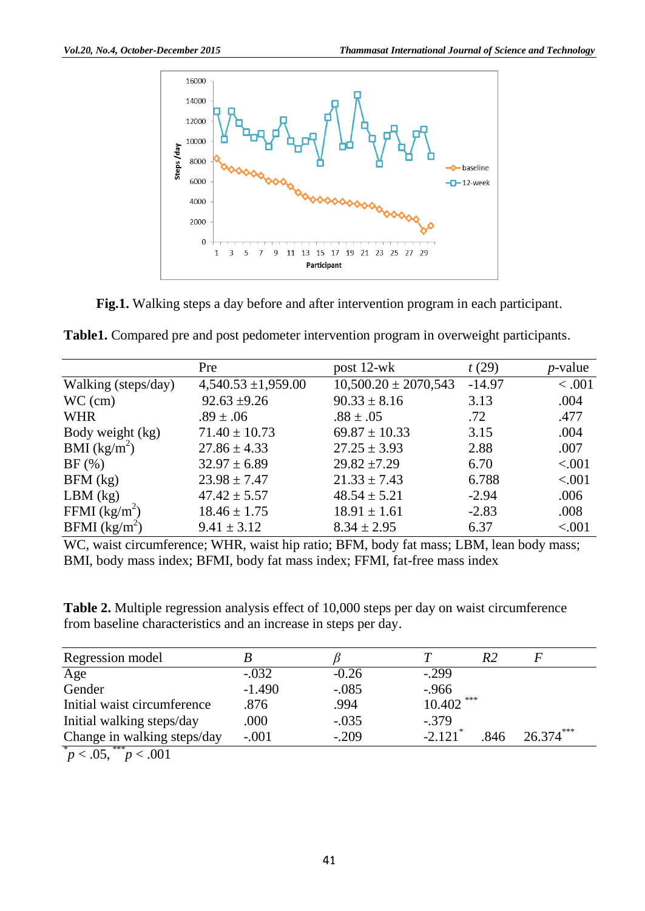**Fig.1.** Walking steps a day before and after intervention program in each participant.

**Table1.** Compared pre and post pedometer intervention program in overweight participants.

| | Pre | post 12-wk | *t* (29) | *p*-value |
|---|---|---|---|---|
| Walking (steps/day) | 4,540.53 ±1,959.00 | 10,500.20 ± 2070,543 | -14.97 | < .001 |
| WC (cm) | 92.63 ±9.26 | 90.33 ± 8.16 | 3.13 | .004 |
| WHR | .89 ± .06 | .88 ± .05 | .72 | .477 |
| Body weight (kg) | 71.40 ± 10.73 | 69.87 ± 10.33 | 3.15 | .004 |
| BMI ($kg/m^2$) | 27.86 ± 4.33 | 27.25 ± 3.93 | 2.88 | .007 |
| BF (%) | 32.97 ± 6.89 | 29.82 ±7.29 | 6.70 | <.001 |
| BFM (kg) | 23.98 ± 7.47 | 21.33 ± 7.43 | 6.788 | <.001 |
| LBM (kg) | 47.42 ± 5.57 | 48.54 ± 5.21 | -2.94 | .006 |
| FFMI ($kg/m^2$) | 18.46 ± 1.75 | 18.91 ± 1.61 | -2.83 | .008 |
| BFMI ($kg/m^2$) | 9.41 ± 3.12 | 8.34 ± 2.95 | 6.37 | <.001 |

WC, waist circumference; WHR, waist hip ratio; BFM, body fat mass; LBM, lean body mass; BMI, body mass index; BFMI, body fat mass index; FFMI, fat-free mass index

**Table 2.** Multiple regression analysis effect of 10,000 steps per day on waist circumference from baseline characteristics and an increase in steps per day.

| Regression model | *B* | *β* | *T* | *R2* | *F* |
|---|---|---|---|---|---|
| Age | -.032 | -0.26 | -.299 | | |
| Gender | -1.490 | -.085 | -.966 | | |
| Initial waist circumference | .876 | .994 | 10.402 *** | | |
| Initial walking steps/day | .000 | -.035 | -.379 | | |
| Change in walking steps/day | -.001 | -.209 | -2.121* | .846 | 26.374*** |

*$p < .05$, ***$p < .001$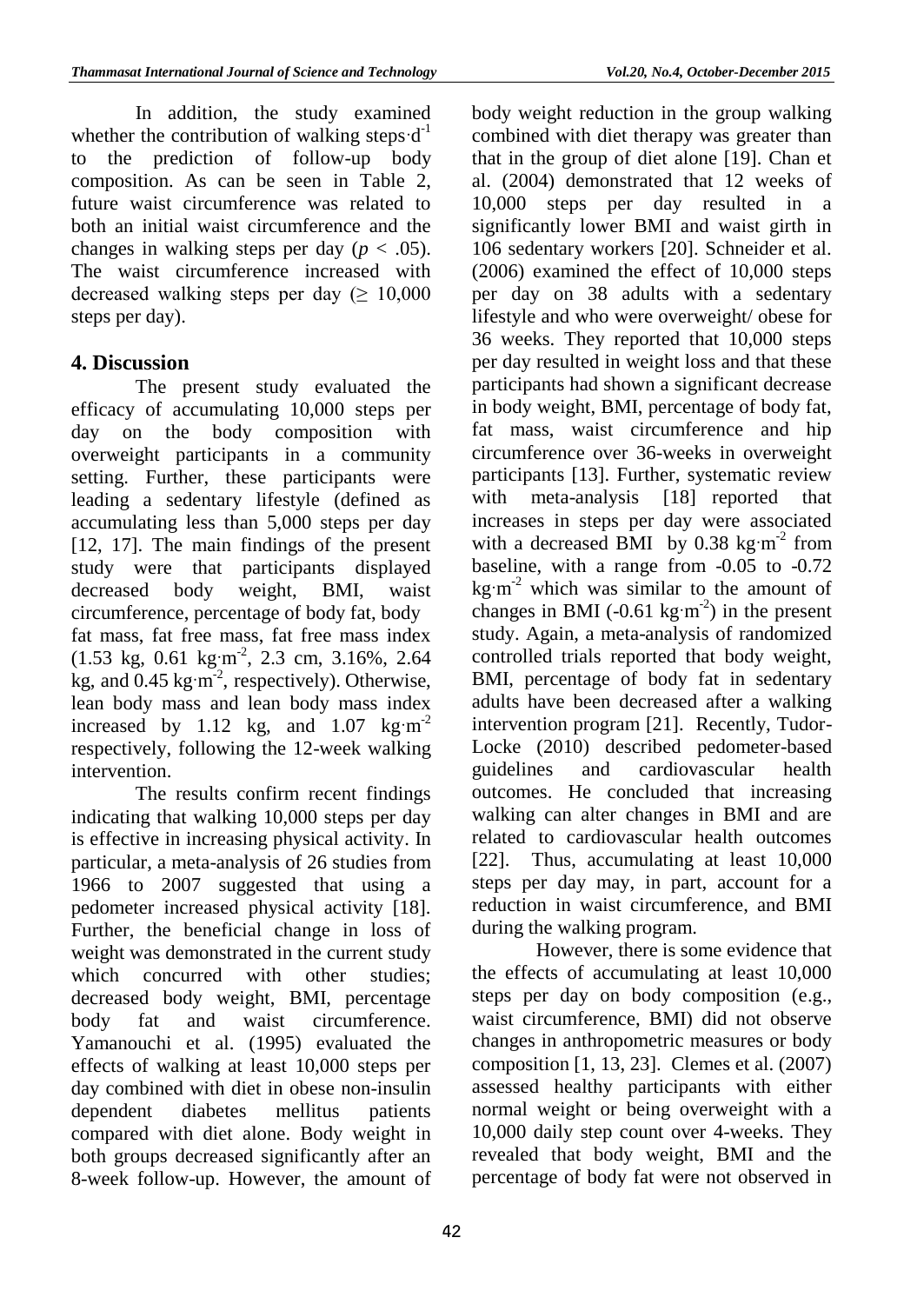In addition, the study examined whether the contribution of walking steps$\cdot d^{-1}$ to the prediction of follow-up body composition. As can be seen in Table 2, future waist circumference was related to both an initial waist circumference and the changes in walking steps per day ($p < .05$). The waist circumference increased with decreased walking steps per day ($\geq$ 10,000 steps per day).

## 4. Discussion

The present study evaluated the efficacy of accumulating 10,000 steps per day on the body composition with overweight participants in a community setting. Further, these participants were leading a sedentary lifestyle (defined as accumulating less than 5,000 steps per day [12, 17]. The main findings of the present study were that participants displayed decreased body weight, BMI, waist circumference, percentage of body fat, body fat mass, fat free mass, fat free mass index (1.53 kg, 0.61 $kg \cdot m^{-2}$, 2.3 cm, 3.16%, 2.64 kg, and 0.45 $kg \cdot m^{-2}$, respectively). Otherwise, lean body mass and lean body mass index increased by 1.12 kg, and 1.07 $kg \cdot m^{-2}$ respectively, following the 12-week walking intervention.

The results confirm recent findings indicating that walking 10,000 steps per day is effective in increasing physical activity. In particular, a meta-analysis of 26 studies from 1966 to 2007 suggested that using a pedometer increased physical activity [18]. Further, the beneficial change in loss of weight was demonstrated in the current study which concurred with other studies; decreased body weight, BMI, percentage body fat and waist circumference. Yamanouchi et al. (1995) evaluated the effects of walking at least 10,000 steps per day combined with diet in obese non-insulin dependent diabetes mellitus patients compared with diet alone. Body weight in both groups decreased significantly after an 8-week follow-up. However, the amount of body weight reduction in the group walking combined with diet therapy was greater than that in the group of diet alone [19]. Chan et al. (2004) demonstrated that 12 weeks of 10,000 steps per day resulted in a significantly lower BMI and waist girth in 106 sedentary workers [20]. Schneider et al. (2006) examined the effect of 10,000 steps per day on 38 adults with a sedentary lifestyle and who were overweight/ obese for 36 weeks. They reported that 10,000 steps per day resulted in weight loss and that these participants had shown a significant decrease in body weight, BMI, percentage of body fat, fat mass, waist circumference and hip circumference over 36-weeks in overweight participants [13]. Further, systematic review with meta-analysis [18] reported that increases in steps per day were associated with a decreased BMI by 0.38 $kg \cdot m^{-2}$ from baseline, with a range from -0.05 to -0.72 $kg \cdot m^{-2}$ which was similar to the amount of changes in BMI (-0.61 $kg \cdot m^{-2}$) in the present study. Again, a meta-analysis of randomized controlled trials reported that body weight, BMI, percentage of body fat in sedentary adults have been decreased after a walking intervention program [21]. Recently, Tudor-Locke (2010) described pedometer-based guidelines and cardiovascular health outcomes. He concluded that increasing walking can alter changes in BMI and are related to cardiovascular health outcomes [22]. Thus, accumulating at least 10,000 steps per day may, in part, account for a reduction in waist circumference, and BMI during the walking program.

However, there is some evidence that the effects of accumulating at least 10,000 steps per day on body composition (e.g., waist circumference, BMI) did not observe changes in anthropometric measures or body composition [1, 13, 23]. Clemes et al. (2007) assessed healthy participants with either normal weight or being overweight with a 10,000 daily step count over 4-weeks. They revealed that body weight, BMI and the percentage of body fat were not observed in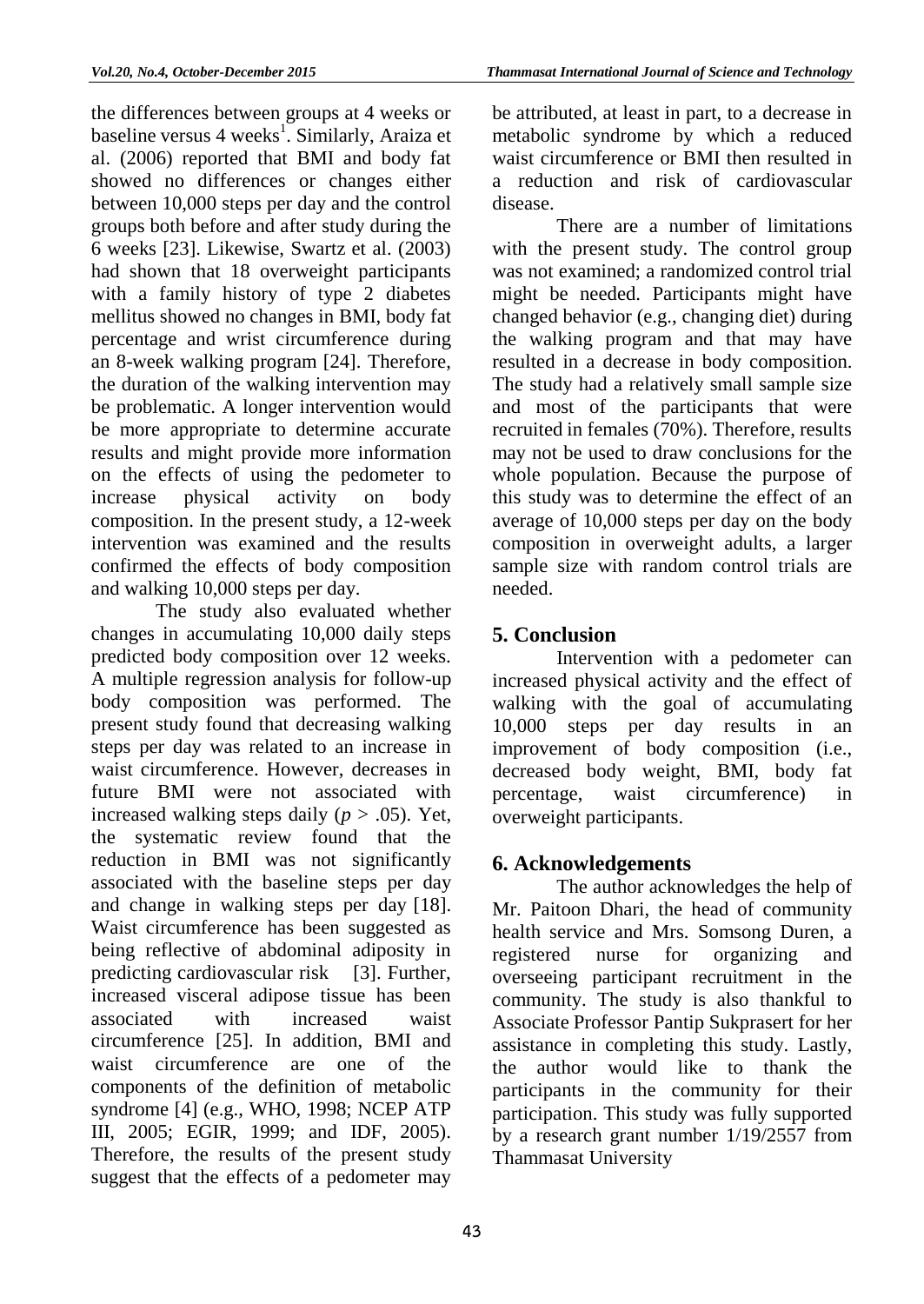the differences between groups at 4 weeks or baseline versus 4 weeks[1]. Similarly, Araiza et al. (2006) reported that BMI and body fat showed no differences or changes either between 10,000 steps per day and the control groups both before and after study during the 6 weeks [23]. Likewise, Swartz et al. (2003) had shown that 18 overweight participants with a family history of type 2 diabetes mellitus showed no changes in BMI, body fat percentage and wrist circumference during an 8-week walking program [24]. Therefore, the duration of the walking intervention may be problematic. A longer intervention would be more appropriate to determine accurate results and might provide more information on the effects of using the pedometer to increase physical activity on body composition. In the present study, a 12-week intervention was examined and the results confirmed the effects of body composition and walking 10,000 steps per day.

The study also evaluated whether changes in accumulating 10,000 daily steps predicted body composition over 12 weeks. A multiple regression analysis for follow-up body composition was performed. The present study found that decreasing walking steps per day was related to an increase in waist circumference. However, decreases in future BMI were not associated with increased walking steps daily ($p > .05$). Yet, the systematic review found that the reduction in BMI was not significantly associated with the baseline steps per day and change in walking steps per day [18]. Waist circumference has been suggested as being reflective of abdominal adiposity in predicting cardiovascular risk [3]. Further, increased visceral adipose tissue has been associated with increased waist circumference [25]. In addition, BMI and waist circumference are one of the components of the definition of metabolic syndrome [4] (e.g., WHO, 1998; NCEP ATP III, 2005; EGIR, 1999; and IDF, 2005). Therefore, the results of the present study suggest that the effects of a pedometer may be attributed, at least in part, to a decrease in metabolic syndrome by which a reduced waist circumference or BMI then resulted in a reduction and risk of cardiovascular disease.

There are a number of limitations with the present study. The control group was not examined; a randomized control trial might be needed. Participants might have changed behavior (e.g., changing diet) during the walking program and that may have resulted in a decrease in body composition. The study had a relatively small sample size and most of the participants that were recruited in females (70%). Therefore, results may not be used to draw conclusions for the whole population. Because the purpose of this study was to determine the effect of an average of 10,000 steps per day on the body composition in overweight adults, a larger sample size with random control trials are needed.

## 5. Conclusion

Intervention with a pedometer can increased physical activity and the effect of walking with the goal of accumulating 10,000 steps per day results in an improvement of body composition (i.e., decreased body weight, BMI, body fat percentage, waist circumference) in overweight participants.

## 6. Acknowledgements

The author acknowledges the help of Mr. Paitoon Dhari, the head of community health service and Mrs. Somsong Duren, a registered nurse for organizing and overseeing participant recruitment in the community. The study is also thankful to Associate Professor Pantip Sukprasert for her assistance in completing this study. Lastly, the author would like to thank the participants in the community for their participation. This study was fully supported by a research grant number 1/19/2557 from Thammasat University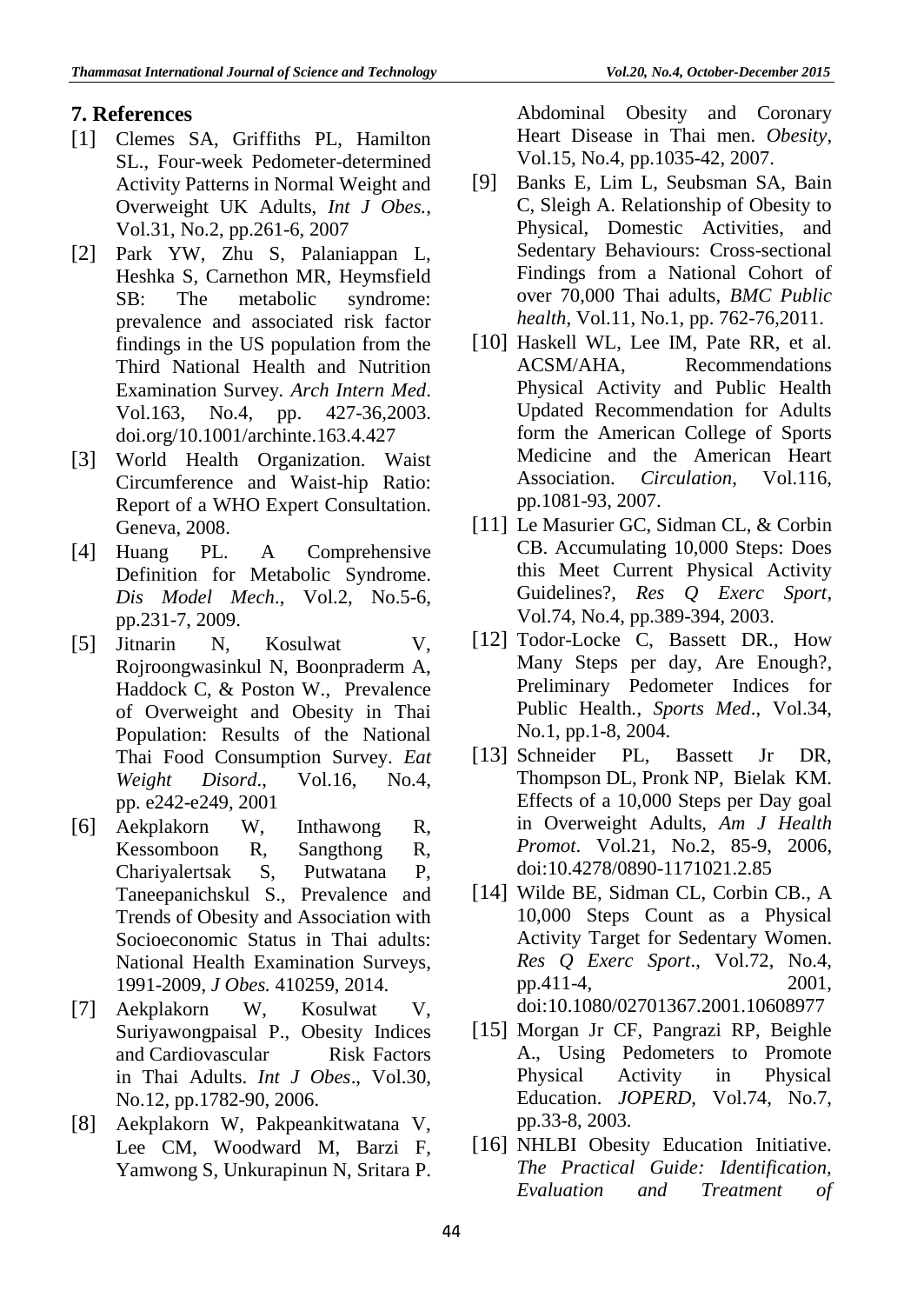## 7. References

[1] Clemes SA, Griffiths PL, Hamilton SL., Four-week Pedometer-determined Activity Patterns in Normal Weight and Overweight UK Adults, *Int J Obes.*, Vol.31, No.2, pp.261-6, 2007

[2] Park YW, Zhu S, Palaniappan L, Heshka S, Carnethon MR, Heymsfield SB: The metabolic syndrome: prevalence and associated risk factor findings in the US population from the Third National Health and Nutrition Examination Survey. *Arch Intern Med*. Vol.163, No.4, pp. 427-36,2003. doi.org/10.1001/archinte.163.4.427

[3] World Health Organization. Waist Circumference and Waist-hip Ratio: Report of a WHO Expert Consultation. Geneva, 2008.

[4] Huang PL. A Comprehensive Definition for Metabolic Syndrome. *Dis Model Mech*., Vol.2, No.5-6, pp.231-7, 2009.

[5] Jitnarin N, Kosulwat V, Rojroongwasinkul N, Boonpraderm A, Haddock C, & Poston W., Prevalence of Overweight and Obesity in Thai Population: Results of the National Thai Food Consumption Survey. *Eat Weight Disord*., Vol.16, No.4, pp. e242-e249, 2001

[6] Aekplakorn W, Inthawong R, Kessomboon R, Sangthong R, Chariyalertsak S, Putwatana P, Taneepanichskul S., Prevalence and Trends of Obesity and Association with Socioeconomic Status in Thai adults: National Health Examination Surveys, 1991-2009, *J Obes.* 410259, 2014.

[7] Aekplakorn W, Kosulwat V, Suriyawongpaisal P., Obesity Indices and Cardiovascular Risk Factors in Thai Adults. *Int J Obes*., Vol.30, No.12, pp.1782-90, 2006.

[8] Aekplakorn W, Pakpeankitwatana V, Lee CM, Woodward M, Barzi F, Yamwong S, Unkurapinun N, Sritara P. Abdominal Obesity and Coronary Heart Disease in Thai men. *Obesity*, Vol.15, No.4, pp.1035-42, 2007.

[9] Banks E, Lim L, Seubsman SA, Bain C, Sleigh A. Relationship of Obesity to Physical, Domestic Activities, and Sedentary Behaviours: Cross-sectional Findings from a National Cohort of over 70,000 Thai adults, *BMC Public health*, Vol.11, No.1, pp. 762-76,2011.

[10] Haskell WL, Lee IM, Pate RR, et al. ACSM/AHA, Recommendations Physical Activity and Public Health Updated Recommendation for Adults form the American College of Sports Medicine and the American Heart Association. *Circulation*, Vol.116, pp.1081-93, 2007.

[11] Le Masurier GC, Sidman CL, & Corbin CB. Accumulating 10,000 Steps: Does this Meet Current Physical Activity Guidelines?, *Res Q Exerc Sport*, Vol.74, No.4, pp.389-394, 2003.

[12] Todor-Locke C, Bassett DR., How Many Steps per day, Are Enough?, Preliminary Pedometer Indices for Public Health., *Sports Med*., Vol.34, No.1, pp.1-8, 2004.

[13] Schneider PL, Bassett Jr DR, Thompson DL, Pronk NP, Bielak KM. Effects of a 10,000 Steps per Day goal in Overweight Adults, *Am J Health Promot*. Vol.21, No.2, 85-9, 2006, doi:10.4278/0890-1171021.2.85

[14] Wilde BE, Sidman CL, Corbin CB., A 10,000 Steps Count as a Physical Activity Target for Sedentary Women. *Res Q Exerc Sport*., Vol.72, No.4, pp.411-4, 2001, doi:10.1080/02701367.2001.10608977

[15] Morgan Jr CF, Pangrazi RP, Beighle A., Using Pedometers to Promote Physical Activity in Physical Education. *JOPERD*, Vol.74, No.7, pp.33-8, 2003.

[16] NHLBI Obesity Education Initiative. *The Practical Guide: Identification, Evaluation and Treatment of*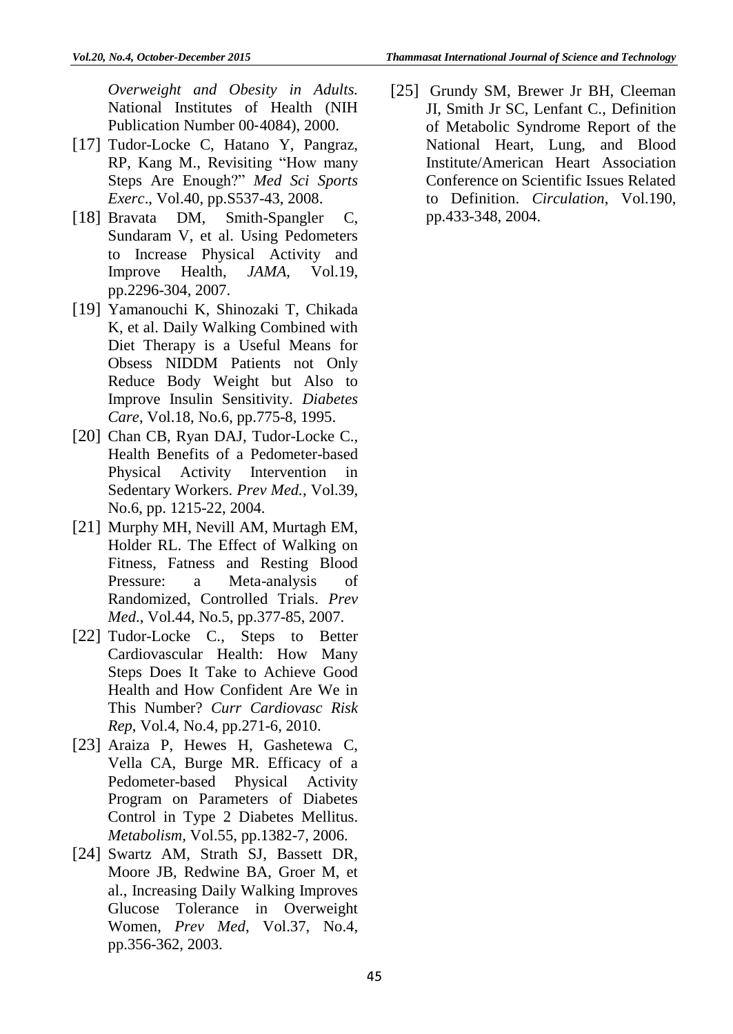*Overweight and Obesity in Adults.* National Institutes of Health (NIH Publication Number 00-4084), 2000.

[17] Tudor-Locke C, Hatano Y, Pangraz, RP, Kang M., Revisiting "How many Steps Are Enough?" *Med Sci Sports Exerc*., Vol.40, pp.S537-43, 2008.

[18] Bravata DM, Smith-Spangler C, Sundaram V, et al. Using Pedometers to Increase Physical Activity and Improve Health, *JAMA*, Vol.19, pp.2296-304, 2007.

[19] Yamanouchi K, Shinozaki T, Chikada K, et al. Daily Walking Combined with Diet Therapy is a Useful Means for Obsess NIDDM Patients not Only Reduce Body Weight but Also to Improve Insulin Sensitivity. *Diabetes Care*, Vol.18, No.6, pp.775-8, 1995.

[20] Chan CB, Ryan DAJ, Tudor-Locke C., Health Benefits of a Pedometer-based Physical Activity Intervention in Sedentary Workers. *Prev Med.*, Vol.39, No.6, pp. 1215-22, 2004.

[21] Murphy MH, Nevill AM, Murtagh EM, Holder RL. The Effect of Walking on Fitness, Fatness and Resting Blood Pressure: a Meta-analysis of Randomized, Controlled Trials. *Prev Med*., Vol.44, No.5, pp.377-85, 2007.

[22] Tudor-Locke C., Steps to Better Cardiovascular Health: How Many Steps Does It Take to Achieve Good Health and How Confident Are We in This Number? *Curr Cardiovasc Risk Rep*, Vol.4, No.4, pp.271-6, 2010.

[23] Araiza P, Hewes H, Gashetewa C, Vella CA, Burge MR. Efficacy of a Pedometer-based Physical Activity Program on Parameters of Diabetes Control in Type 2 Diabetes Mellitus. *Metabolism*, Vol.55, pp.1382-7, 2006.

[24] Swartz AM, Strath SJ, Bassett DR, Moore JB, Redwine BA, Groer M, et al., Increasing Daily Walking Improves Glucose Tolerance in Overweight Women, *Prev Med*, Vol.37, No.4, pp.356-362, 2003.

[25] Grundy SM, Brewer Jr BH, Cleeman JI, Smith Jr SC, Lenfant C., Definition of Metabolic Syndrome Report of the National Heart, Lung, and Blood Institute/American Heart Association Conference on Scientific Issues Related to Definition. *Circulation*, Vol.190, pp.433-348, 2004.